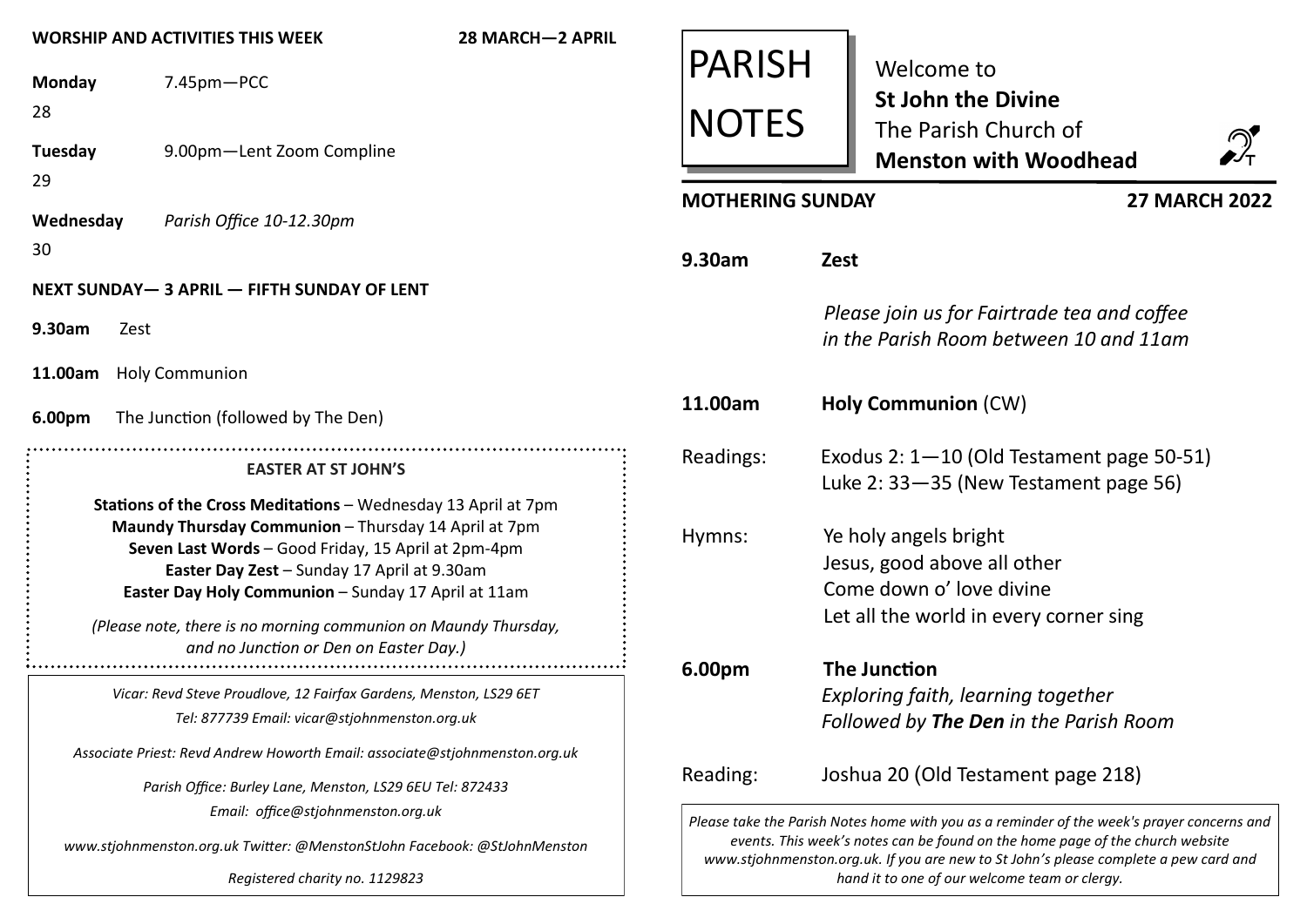# PARISH NOTES

Welcome to
**St John the Divine**
The Parish Church of
**Menston with Woodhead**

**MOTHERING SUNDAY** **27 MARCH 2022**

**9.30am** **Zest**

*Please join us for Fairtrade tea and coffee in the Parish Room between 10 and 11am*

**11.00am** **Holy Communion** (CW)

Readings: Exodus 2: 1—10 (Old Testament page 50-51)
Luke 2: 33—35 (New Testament page 56)

Hymns: Ye holy angels bright
Jesus, good above all other
Come down o' love divine
Let all the world in every corner sing

**6.00pm** **The Junction**
*Exploring faith, learning together*
*Followed by **The Den** in the Parish Room*

Reading: Joshua 20 (Old Testament page 218)

*Please take the Parish Notes home with you as a reminder of the week's prayer concerns and events. This week's notes can be found on the home page of the church website www.stjohnmenston.org.uk. If you are new to St John's please complete a pew card and hand it to one of our welcome team or clergy.*

## WORSHIP AND ACTIVITIES THIS WEEK — 28 MARCH—2 APRIL

**Monday 28** 7.45pm—PCC

**Tuesday 29** 9.00pm—Lent Zoom Compline

**Wednesday 30** *Parish Office 10-12.30pm*

**NEXT SUNDAY— 3 APRIL — FIFTH SUNDAY OF LENT**

**9.30am** Zest

**11.00am** Holy Communion

**6.00pm** The Junction (followed by The Den)

### EASTER AT ST JOHN'S

**Stations of the Cross Meditations** – Wednesday 13 April at 7pm
**Maundy Thursday Communion** – Thursday 14 April at 7pm
**Seven Last Words** – Good Friday, 15 April at 2pm-4pm
**Easter Day Zest** – Sunday 17 April at 9.30am
**Easter Day Holy Communion** – Sunday 17 April at 11am

*(Please note, there is no morning communion on Maundy Thursday, and no Junction or Den on Easter Day.)*

*Vicar: Revd Steve Proudlove, 12 Fairfax Gardens, Menston, LS29 6ET*
*Tel: 877739 Email: vicar@stjohnmenston.org.uk*

*Associate Priest: Revd Andrew Howorth Email: associate@stjohnmenston.org.uk*

*Parish Office: Burley Lane, Menston, LS29 6EU Tel: 872433*
*Email: office@stjohnmenston.org.uk*

*www.stjohnmenston.org.uk Twitter: @MenstonStJohn Facebook: @StJohnMenston*

*Registered charity no. 1129823*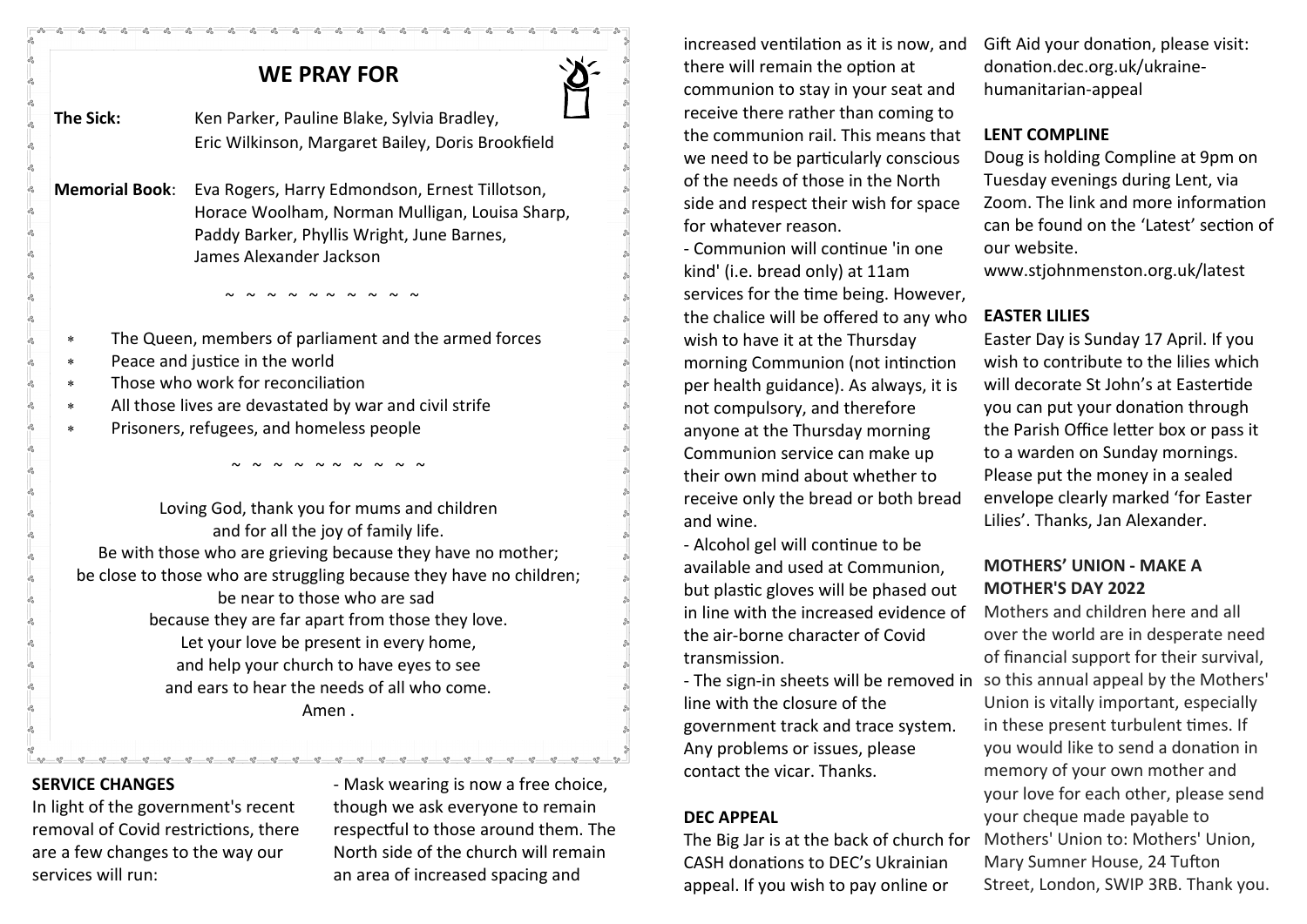## WE PRAY FOR

**The Sick:** Ken Parker, Pauline Blake, Sylvia Bradley, Eric Wilkinson, Margaret Bailey, Doris Brookfield

**Memorial Book**: Eva Rogers, Harry Edmondson, Ernest Tillotson, Horace Woolham, Norman Mulligan, Louisa Sharp, Paddy Barker, Phyllis Wright, June Barnes, James Alexander Jackson

~ ~ ~ ~ ~ ~ ~ ~ ~ ~

- The Queen, members of parliament and the armed forces
- Peace and justice in the world
- Those who work for reconciliation
- All those lives are devastated by war and civil strife
- Prisoners, refugees, and homeless people

~ ~ ~ ~ ~ ~ ~ ~ ~ ~

Loving God, thank you for mums and children
and for all the joy of family life.
Be with those who are grieving because they have no mother;
be close to those who are struggling because they have no children;
be near to those who are sad
because they are far apart from those they love.
Let your love be present in every home,
and help your church to have eyes to see
and ears to hear the needs of all who come.
Amen .

### SERVICE CHANGES

In light of the government's recent removal of Covid restrictions, there are a few changes to the way our services will run:

- Mask wearing is now a free choice, though we ask everyone to remain respectful to those around them. The North side of the church will remain an area of increased spacing and increased ventilation as it is now, and there will remain the option at communion to stay in your seat and receive there rather than coming to the communion rail. This means that we need to be particularly conscious of the needs of those in the North side and respect their wish for space for whatever reason.
- Communion will continue 'in one kind' (i.e. bread only) at 11am services for the time being. However, the chalice will be offered to any who wish to have it at the Thursday morning Communion (not intinction per health guidance). As always, it is not compulsory, and therefore anyone at the Thursday morning Communion service can make up their own mind about whether to receive only the bread or both bread and wine.
- Alcohol gel will continue to be available and used at Communion, but plastic gloves will be phased out in line with the increased evidence of the air-borne character of Covid transmission.
- The sign-in sheets will be removed in line with the closure of the government track and trace system.

Any problems or issues, please contact the vicar. Thanks.

### DEC APPEAL

The Big Jar is at the back of church for CASH donations to DEC's Ukrainian appeal. If you wish to pay online or Gift Aid your donation, please visit: donation.dec.org.uk/ukraine-humanitarian-appeal

### LENT COMPLINE

Doug is holding Compline at 9pm on Tuesday evenings during Lent, via Zoom. The link and more information can be found on the 'Latest' section of our website. www.stjohnmenston.org.uk/latest

### EASTER LILIES

Easter Day is Sunday 17 April. If you wish to contribute to the lilies which will decorate St John's at Eastertide you can put your donation through the Parish Office letter box or pass it to a warden on Sunday mornings. Please put the money in a sealed envelope clearly marked 'for Easter Lilies'. Thanks, Jan Alexander.

### MOTHERS' UNION - MAKE A MOTHER'S DAY 2022

Mothers and children here and all over the world are in desperate need of financial support for their survival, so this annual appeal by the Mothers' Union is vitally important, especially in these present turbulent times. If you would like to send a donation in memory of your own mother and your love for each other, please send your cheque made payable to Mothers' Union to: Mothers' Union, Mary Sumner House, 24 Tufton Street, London, SWIP 3RB. Thank you.